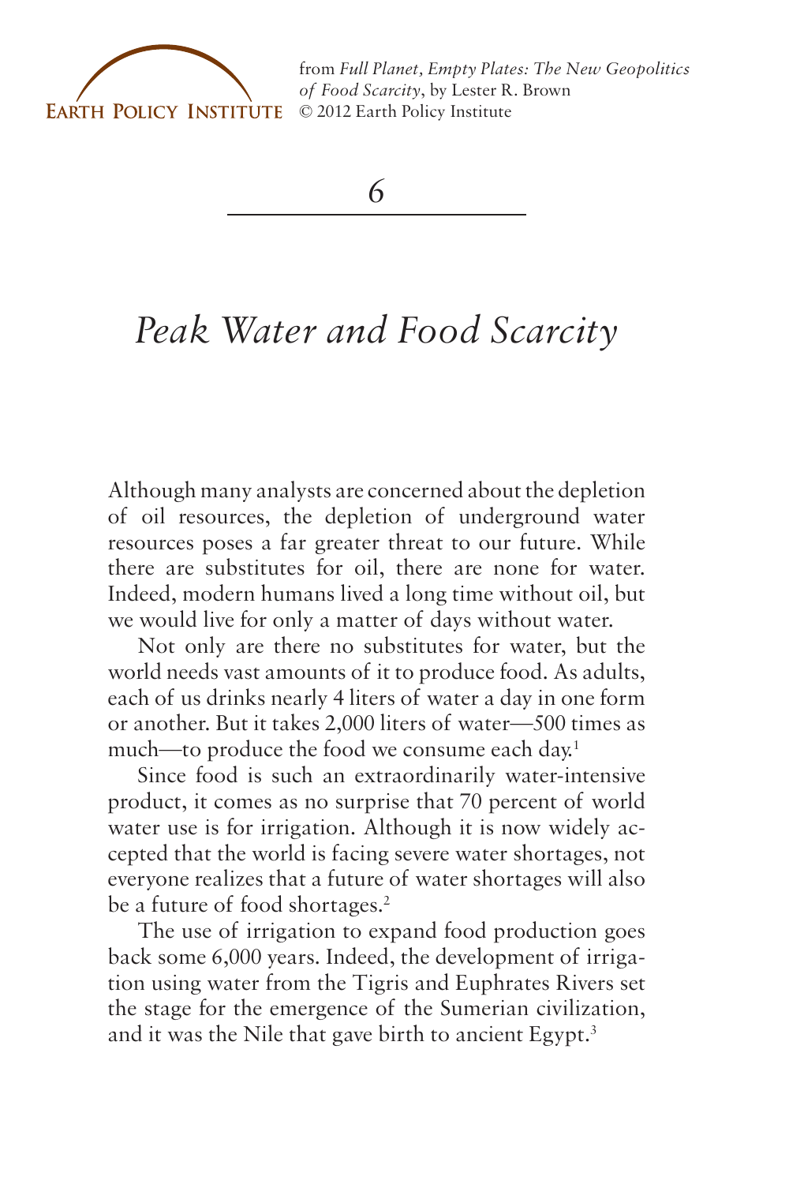from *Full Planet, Empty Plates: The New Geopolitics of Food Scarcity*, by Lester R. Brown
© 2012 Earth Policy Institute

# 6

# *Peak Water and Food Scarcity*

Although many analysts are concerned about the depletion of oil resources, the depletion of underground water resources poses a far greater threat to our future. While there are substitutes for oil, there are none for water. Indeed, modern humans lived a long time without oil, but we would live for only a matter of days without water.

Not only are there no substitutes for water, but the world needs vast amounts of it to produce food. As adults, each of us drinks nearly 4 liters of water a day in one form or another. But it takes 2,000 liters of water—500 times as much—to produce the food we consume each day.[1]

Since food is such an extraordinarily water-intensive product, it comes as no surprise that 70 percent of world water use is for irrigation. Although it is now widely accepted that the world is facing severe water shortages, not everyone realizes that a future of water shortages will also be a future of food shortages.[2]

The use of irrigation to expand food production goes back some 6,000 years. Indeed, the development of irrigation using water from the Tigris and Euphrates Rivers set the stage for the emergence of the Sumerian civilization, and it was the Nile that gave birth to ancient Egypt.[3]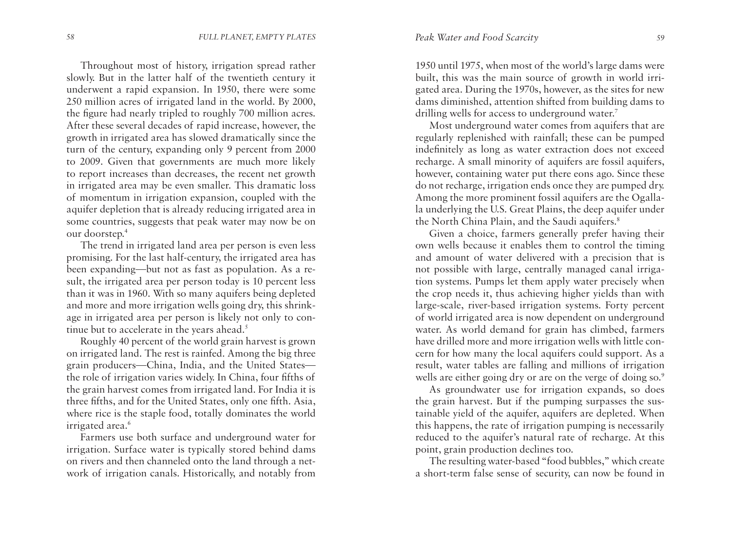Throughout most of history, irrigation spread rather slowly. But in the latter half of the twentieth century it underwent a rapid expansion. In 1950, there were some 250 million acres of irrigated land in the world. By 2000, the figure had nearly tripled to roughly 700 million acres. After these several decades of rapid increase, however, the growth in irrigated area has slowed dramatically since the turn of the century, expanding only 9 percent from 2000 to 2009. Given that governments are much more likely to report increases than decreases, the recent net growth in irrigated area may be even smaller. This dramatic loss of momentum in irrigation expansion, coupled with the aquifer depletion that is already reducing irrigated area in some countries, suggests that peak water may now be on our doorstep.[4]

The trend in irrigated land area per person is even less promising. For the last half-century, the irrigated area has been expanding—but not as fast as population. As a result, the irrigated area per person today is 10 percent less than it was in 1960. With so many aquifers being depleted and more and more irrigation wells going dry, this shrinkage in irrigated area per person is likely not only to continue but to accelerate in the years ahead.[5]

Roughly 40 percent of the world grain harvest is grown on irrigated land. The rest is rainfed. Among the big three grain producers—China, India, and the United States—the role of irrigation varies widely. In China, four fifths of the grain harvest comes from irrigated land. For India it is three fifths, and for the United States, only one fifth. Asia, where rice is the staple food, totally dominates the world irrigated area.[6]

Farmers use both surface and underground water for irrigation. Surface water is typically stored behind dams on rivers and then channeled onto the land through a network of irrigation canals. Historically, and notably from 1950 until 1975, when most of the world's large dams were built, this was the main source of growth in world irrigated area. During the 1970s, however, as the sites for new dams diminished, attention shifted from building dams to drilling wells for access to underground water.[7]

Most underground water comes from aquifers that are regularly replenished with rainfall; these can be pumped indefinitely as long as water extraction does not exceed recharge. A small minority of aquifers are fossil aquifers, however, containing water put there eons ago. Since these do not recharge, irrigation ends once they are pumped dry. Among the more prominent fossil aquifers are the Ogallala underlying the U.S. Great Plains, the deep aquifer under the North China Plain, and the Saudi aquifers.[8]

Given a choice, farmers generally prefer having their own wells because it enables them to control the timing and amount of water delivered with a precision that is not possible with large, centrally managed canal irrigation systems. Pumps let them apply water precisely when the crop needs it, thus achieving higher yields than with large-scale, river-based irrigation systems. Forty percent of world irrigated area is now dependent on underground water. As world demand for grain has climbed, farmers have drilled more and more irrigation wells with little concern for how many the local aquifers could support. As a result, water tables are falling and millions of irrigation wells are either going dry or are on the verge of doing so.[9]

As groundwater use for irrigation expands, so does the grain harvest. But if the pumping surpasses the sustainable yield of the aquifer, aquifers are depleted. When this happens, the rate of irrigation pumping is necessarily reduced to the aquifer's natural rate of recharge. At this point, grain production declines too.

The resulting water-based "food bubbles," which create a short-term false sense of security, can now be found in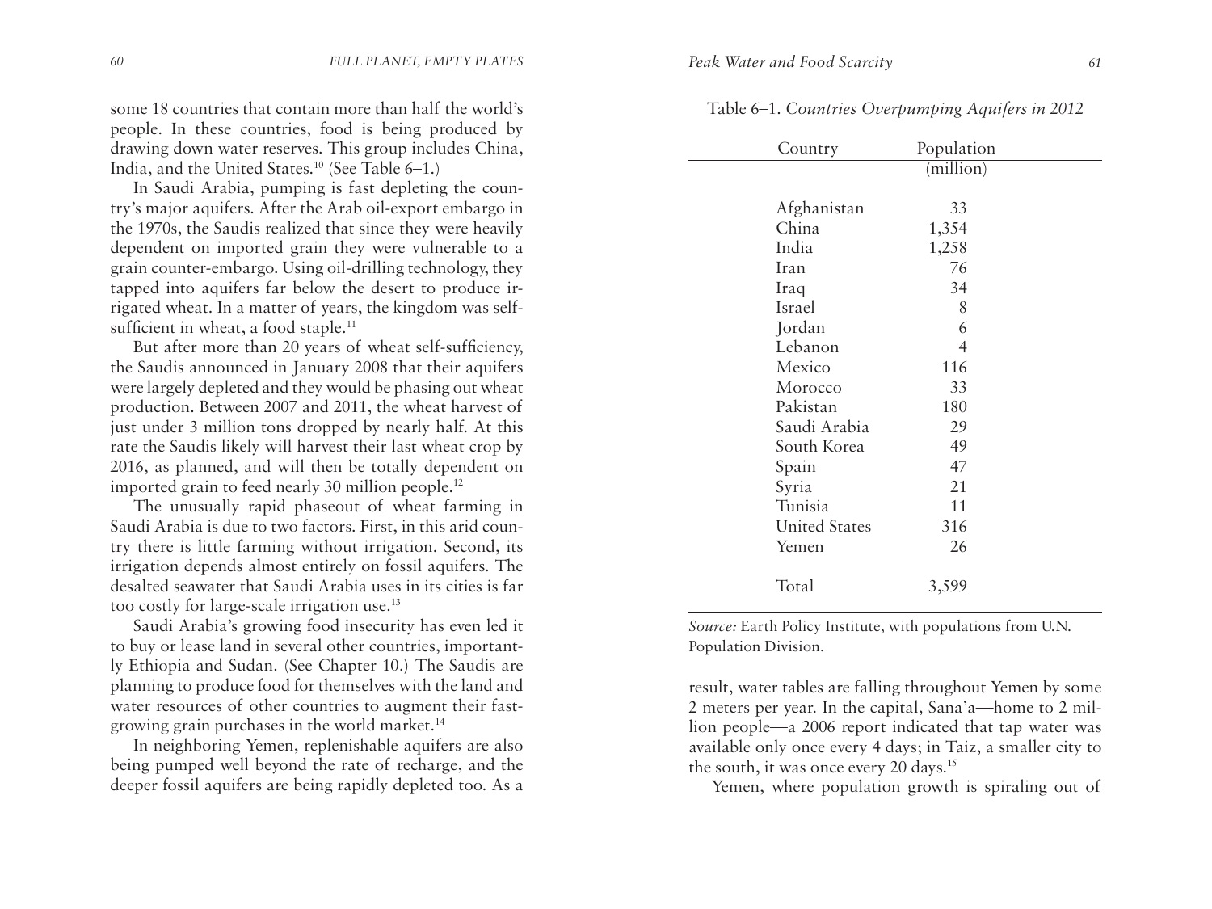some 18 countries that contain more than half the world's people. In these countries, food is being produced by drawing down water reserves. This group includes China, India, and the United States.[10] (See Table 6–1.)

In Saudi Arabia, pumping is fast depleting the country's major aquifers. After the Arab oil-export embargo in the 1970s, the Saudis realized that since they were heavily dependent on imported grain they were vulnerable to a grain counter-embargo. Using oil-drilling technology, they tapped into aquifers far below the desert to produce irrigated wheat. In a matter of years, the kingdom was self-sufficient in wheat, a food staple.[11]

But after more than 20 years of wheat self-sufficiency, the Saudis announced in January 2008 that their aquifers were largely depleted and they would be phasing out wheat production. Between 2007 and 2011, the wheat harvest of just under 3 million tons dropped by nearly half. At this rate the Saudis likely will harvest their last wheat crop by 2016, as planned, and will then be totally dependent on imported grain to feed nearly 30 million people.[12]

The unusually rapid phaseout of wheat farming in Saudi Arabia is due to two factors. First, in this arid country there is little farming without irrigation. Second, its irrigation depends almost entirely on fossil aquifers. The desalted seawater that Saudi Arabia uses in its cities is far too costly for large-scale irrigation use.[13]

Saudi Arabia's growing food insecurity has even led it to buy or lease land in several other countries, importantly Ethiopia and Sudan. (See Chapter 10.) The Saudis are planning to produce food for themselves with the land and water resources of other countries to augment their fast-growing grain purchases in the world market.[14]

In neighboring Yemen, replenishable aquifers are also being pumped well beyond the rate of recharge, and the deeper fossil aquifers are being rapidly depleted too. As a result, water tables are falling throughout Yemen by some 2 meters per year. In the capital, Sana'a—home to 2 million people—a 2006 report indicated that tap water was available only once every 4 days; in Taiz, a smaller city to the south, it was once every 20 days.[15]

Yemen, where population growth is spiraling out of

Table 6–1. *Countries Overpumping Aquifers in 2012*

| Country | Population (million) |
|---|---|
| Afghanistan | 33 |
| China | 1,354 |
| India | 1,258 |
| Iran | 76 |
| Iraq | 34 |
| Israel | 8 |
| Jordan | 6 |
| Lebanon | 4 |
| Mexico | 116 |
| Morocco | 33 |
| Pakistan | 180 |
| Saudi Arabia | 29 |
| South Korea | 49 |
| Spain | 47 |
| Syria | 21 |
| Tunisia | 11 |
| United States | 316 |
| Yemen | 26 |
| Total | 3,599 |

*Source:* Earth Policy Institute, with populations from U.N. Population Division.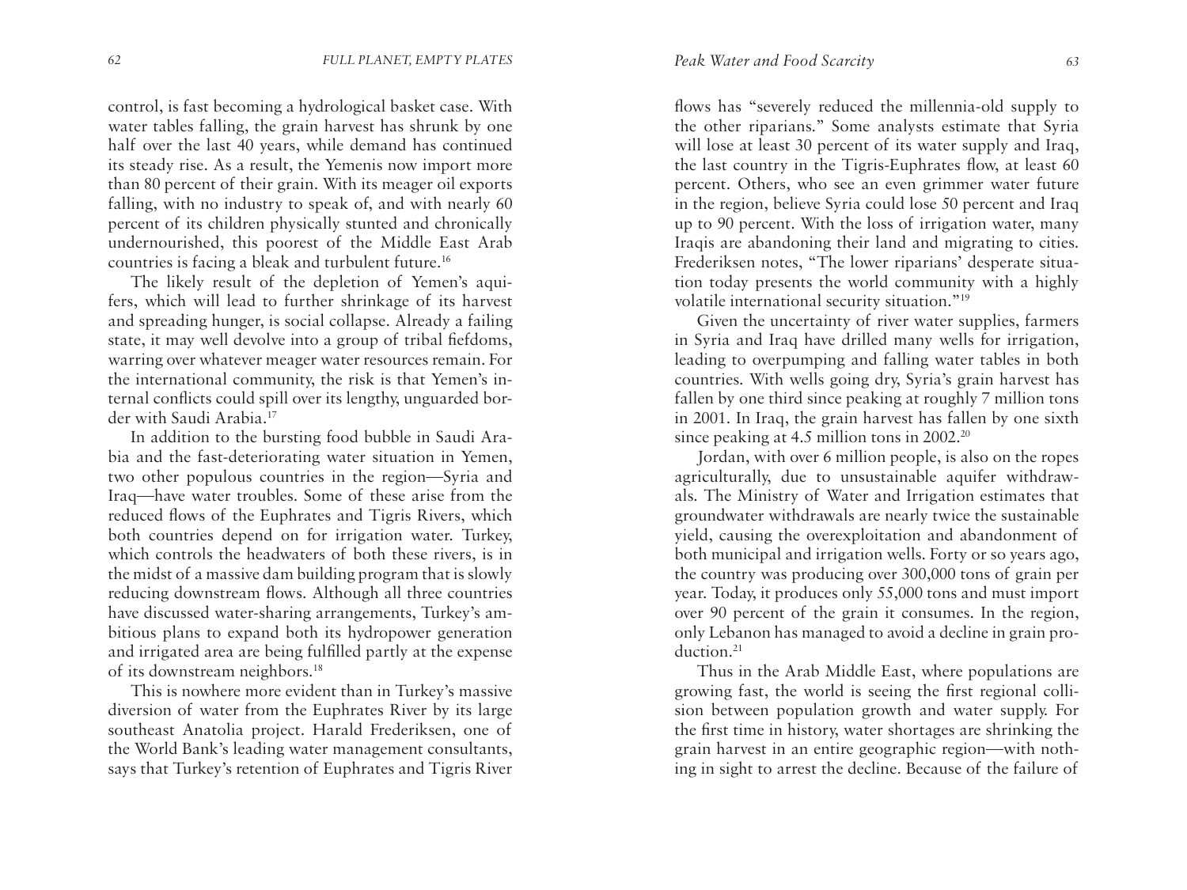control, is fast becoming a hydrological basket case. With water tables falling, the grain harvest has shrunk by one half over the last 40 years, while demand has continued its steady rise. As a result, the Yemenis now import more than 80 percent of their grain. With its meager oil exports falling, with no industry to speak of, and with nearly 60 percent of its children physically stunted and chronically undernourished, this poorest of the Middle East Arab countries is facing a bleak and turbulent future.[16]

The likely result of the depletion of Yemen's aquifers, which will lead to further shrinkage of its harvest and spreading hunger, is social collapse. Already a failing state, it may well devolve into a group of tribal fiefdoms, warring over whatever meager water resources remain. For the international community, the risk is that Yemen's internal conflicts could spill over its lengthy, unguarded border with Saudi Arabia.[17]

In addition to the bursting food bubble in Saudi Arabia and the fast-deteriorating water situation in Yemen, two other populous countries in the region—Syria and Iraq—have water troubles. Some of these arise from the reduced flows of the Euphrates and Tigris Rivers, which both countries depend on for irrigation water. Turkey, which controls the headwaters of both these rivers, is in the midst of a massive dam building program that is slowly reducing downstream flows. Although all three countries have discussed water-sharing arrangements, Turkey's ambitious plans to expand both its hydropower generation and irrigated area are being fulfilled partly at the expense of its downstream neighbors.[18]

This is nowhere more evident than in Turkey's massive diversion of water from the Euphrates River by its large southeast Anatolia project. Harald Frederiksen, one of the World Bank's leading water management consultants, says that Turkey's retention of Euphrates and Tigris River flows has "severely reduced the millennia-old supply to the other riparians." Some analysts estimate that Syria will lose at least 30 percent of its water supply and Iraq, the last country in the Tigris-Euphrates flow, at least 60 percent. Others, who see an even grimmer water future in the region, believe Syria could lose 50 percent and Iraq up to 90 percent. With the loss of irrigation water, many Iraqis are abandoning their land and migrating to cities. Frederiksen notes, "The lower riparians' desperate situation today presents the world community with a highly volatile international security situation."[19]

Given the uncertainty of river water supplies, farmers in Syria and Iraq have drilled many wells for irrigation, leading to overpumping and falling water tables in both countries. With wells going dry, Syria's grain harvest has fallen by one third since peaking at roughly 7 million tons in 2001. In Iraq, the grain harvest has fallen by one sixth since peaking at 4.5 million tons in 2002.[20]

Jordan, with over 6 million people, is also on the ropes agriculturally, due to unsustainable aquifer withdrawals. The Ministry of Water and Irrigation estimates that groundwater withdrawals are nearly twice the sustainable yield, causing the overexploitation and abandonment of both municipal and irrigation wells. Forty or so years ago, the country was producing over 300,000 tons of grain per year. Today, it produces only 55,000 tons and must import over 90 percent of the grain it consumes. In the region, only Lebanon has managed to avoid a decline in grain production.[21]

Thus in the Arab Middle East, where populations are growing fast, the world is seeing the first regional collision between population growth and water supply. For the first time in history, water shortages are shrinking the grain harvest in an entire geographic region—with nothing in sight to arrest the decline. Because of the failure of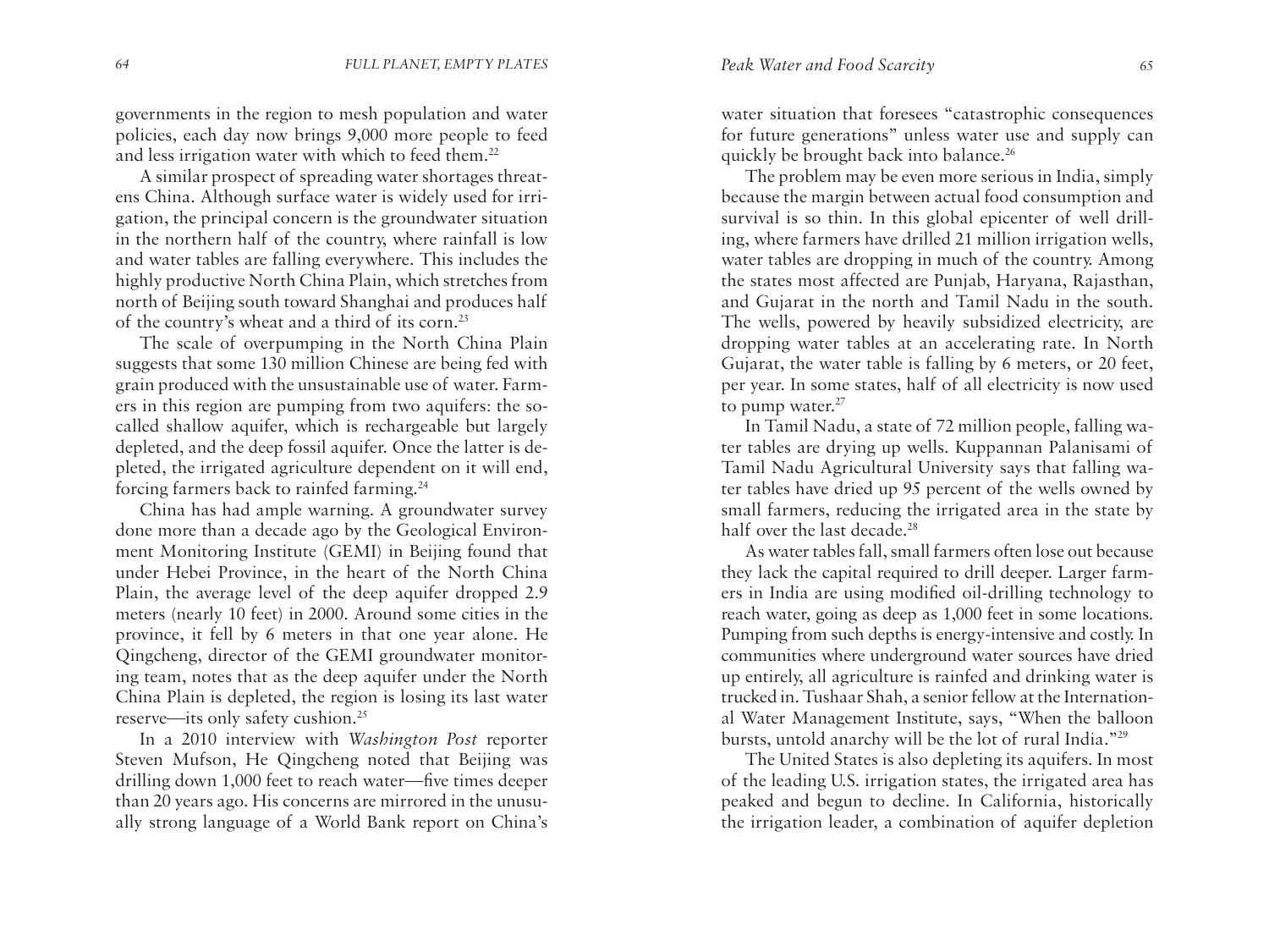governments in the region to mesh population and water policies, each day now brings 9,000 more people to feed and less irrigation water with which to feed them.[22]

A similar prospect of spreading water shortages threatens China. Although surface water is widely used for irrigation, the principal concern is the groundwater situation in the northern half of the country, where rainfall is low and water tables are falling everywhere. This includes the highly productive North China Plain, which stretches from north of Beijing south toward Shanghai and produces half of the country's wheat and a third of its corn.[23]

The scale of overpumping in the North China Plain suggests that some 130 million Chinese are being fed with grain produced with the unsustainable use of water. Farmers in this region are pumping from two aquifers: the so-called shallow aquifer, which is rechargeable but largely depleted, and the deep fossil aquifer. Once the latter is depleted, the irrigated agriculture dependent on it will end, forcing farmers back to rainfed farming.[24]

China has had ample warning. A groundwater survey done more than a decade ago by the Geological Environment Monitoring Institute (GEMI) in Beijing found that under Hebei Province, in the heart of the North China Plain, the average level of the deep aquifer dropped 2.9 meters (nearly 10 feet) in 2000. Around some cities in the province, it fell by 6 meters in that one year alone. He Qingcheng, director of the GEMI groundwater monitoring team, notes that as the deep aquifer under the North China Plain is depleted, the region is losing its last water reserve—its only safety cushion.[25]

In a 2010 interview with *Washington Post* reporter Steven Mufson, He Qingcheng noted that Beijing was drilling down 1,000 feet to reach water—five times deeper than 20 years ago. His concerns are mirrored in the unusually strong language of a World Bank report on China's water situation that foresees "catastrophic consequences for future generations" unless water use and supply can quickly be brought back into balance.[26]

The problem may be even more serious in India, simply because the margin between actual food consumption and survival is so thin. In this global epicenter of well drilling, where farmers have drilled 21 million irrigation wells, water tables are dropping in much of the country. Among the states most affected are Punjab, Haryana, Rajasthan, and Gujarat in the north and Tamil Nadu in the south. The wells, powered by heavily subsidized electricity, are dropping water tables at an accelerating rate. In North Gujarat, the water table is falling by 6 meters, or 20 feet, per year. In some states, half of all electricity is now used to pump water.[27]

In Tamil Nadu, a state of 72 million people, falling water tables are drying up wells. Kuppannan Palanisami of Tamil Nadu Agricultural University says that falling water tables have dried up 95 percent of the wells owned by small farmers, reducing the irrigated area in the state by half over the last decade.[28]

As water tables fall, small farmers often lose out because they lack the capital required to drill deeper. Larger farmers in India are using modified oil-drilling technology to reach water, going as deep as 1,000 feet in some locations. Pumping from such depths is energy-intensive and costly. In communities where underground water sources have dried up entirely, all agriculture is rainfed and drinking water is trucked in. Tushaar Shah, a senior fellow at the International Water Management Institute, says, "When the balloon bursts, untold anarchy will be the lot of rural India."[29]

The United States is also depleting its aquifers. In most of the leading U.S. irrigation states, the irrigated area has peaked and begun to decline. In California, historically the irrigation leader, a combination of aquifer depletion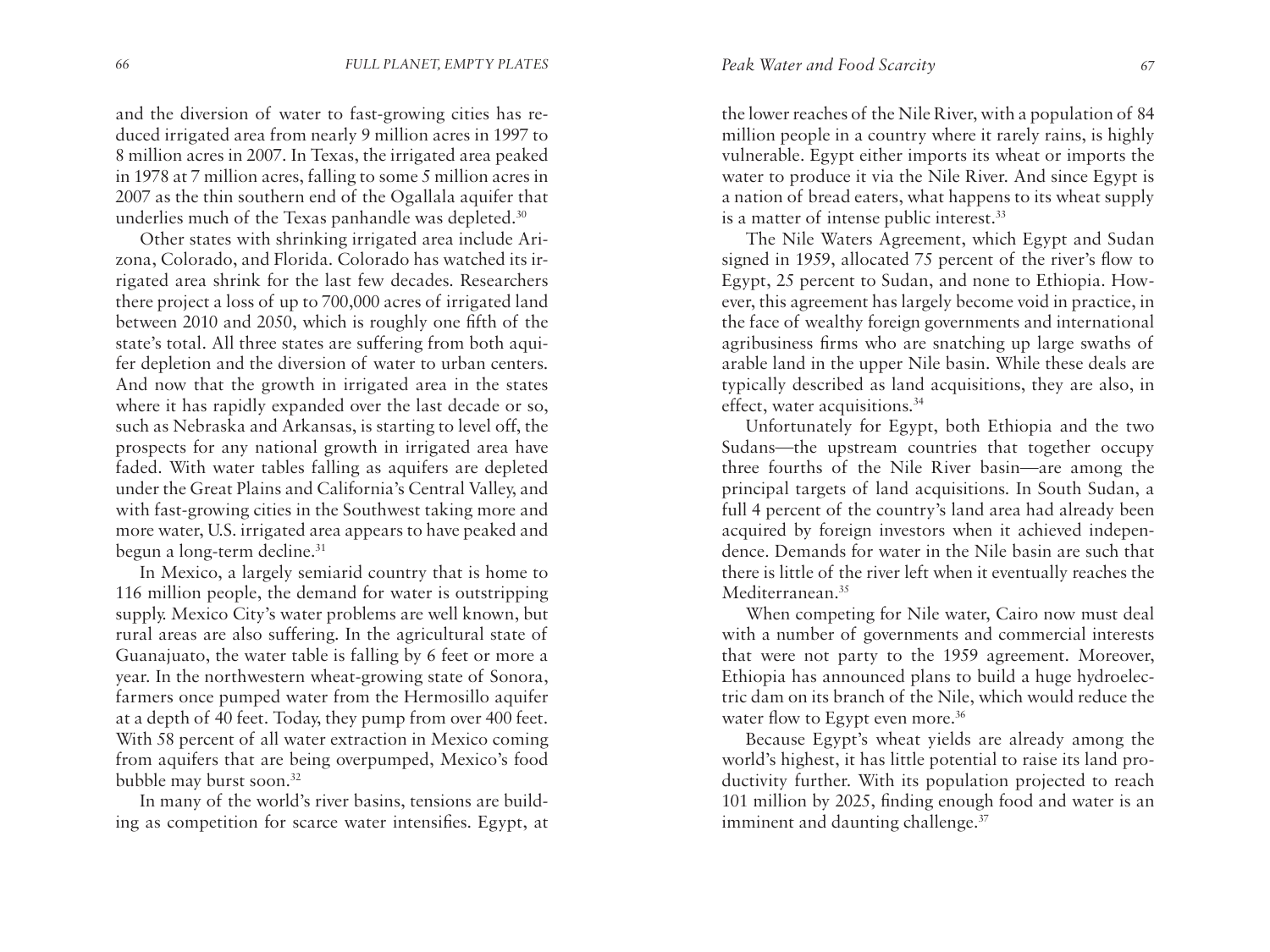and the diversion of water to fast-growing cities has reduced irrigated area from nearly 9 million acres in 1997 to 8 million acres in 2007. In Texas, the irrigated area peaked in 1978 at 7 million acres, falling to some 5 million acres in 2007 as the thin southern end of the Ogallala aquifer that underlies much of the Texas panhandle was depleted.[30]

Other states with shrinking irrigated area include Arizona, Colorado, and Florida. Colorado has watched its irrigated area shrink for the last few decades. Researchers there project a loss of up to 700,000 acres of irrigated land between 2010 and 2050, which is roughly one fifth of the state's total. All three states are suffering from both aquifer depletion and the diversion of water to urban centers. And now that the growth in irrigated area in the states where it has rapidly expanded over the last decade or so, such as Nebraska and Arkansas, is starting to level off, the prospects for any national growth in irrigated area have faded. With water tables falling as aquifers are depleted under the Great Plains and California's Central Valley, and with fast-growing cities in the Southwest taking more and more water, U.S. irrigated area appears to have peaked and begun a long-term decline.[31]

In Mexico, a largely semiarid country that is home to 116 million people, the demand for water is outstripping supply. Mexico City's water problems are well known, but rural areas are also suffering. In the agricultural state of Guanajuato, the water table is falling by 6 feet or more a year. In the northwestern wheat-growing state of Sonora, farmers once pumped water from the Hermosillo aquifer at a depth of 40 feet. Today, they pump from over 400 feet. With 58 percent of all water extraction in Mexico coming from aquifers that are being overpumped, Mexico's food bubble may burst soon.[32]

In many of the world's river basins, tensions are building as competition for scarce water intensifies. Egypt, at the lower reaches of the Nile River, with a population of 84 million people in a country where it rarely rains, is highly vulnerable. Egypt either imports its wheat or imports the water to produce it via the Nile River. And since Egypt is a nation of bread eaters, what happens to its wheat supply is a matter of intense public interest.[33]

The Nile Waters Agreement, which Egypt and Sudan signed in 1959, allocated 75 percent of the river's flow to Egypt, 25 percent to Sudan, and none to Ethiopia. However, this agreement has largely become void in practice, in the face of wealthy foreign governments and international agribusiness firms who are snatching up large swaths of arable land in the upper Nile basin. While these deals are typically described as land acquisitions, they are also, in effect, water acquisitions.[34]

Unfortunately for Egypt, both Ethiopia and the two Sudans—the upstream countries that together occupy three fourths of the Nile River basin—are among the principal targets of land acquisitions. In South Sudan, a full 4 percent of the country's land area had already been acquired by foreign investors when it achieved independence. Demands for water in the Nile basin are such that there is little of the river left when it eventually reaches the Mediterranean.[35]

When competing for Nile water, Cairo now must deal with a number of governments and commercial interests that were not party to the 1959 agreement. Moreover, Ethiopia has announced plans to build a huge hydroelectric dam on its branch of the Nile, which would reduce the water flow to Egypt even more.[36]

Because Egypt's wheat yields are already among the world's highest, it has little potential to raise its land productivity further. With its population projected to reach 101 million by 2025, finding enough food and water is an imminent and daunting challenge.[37]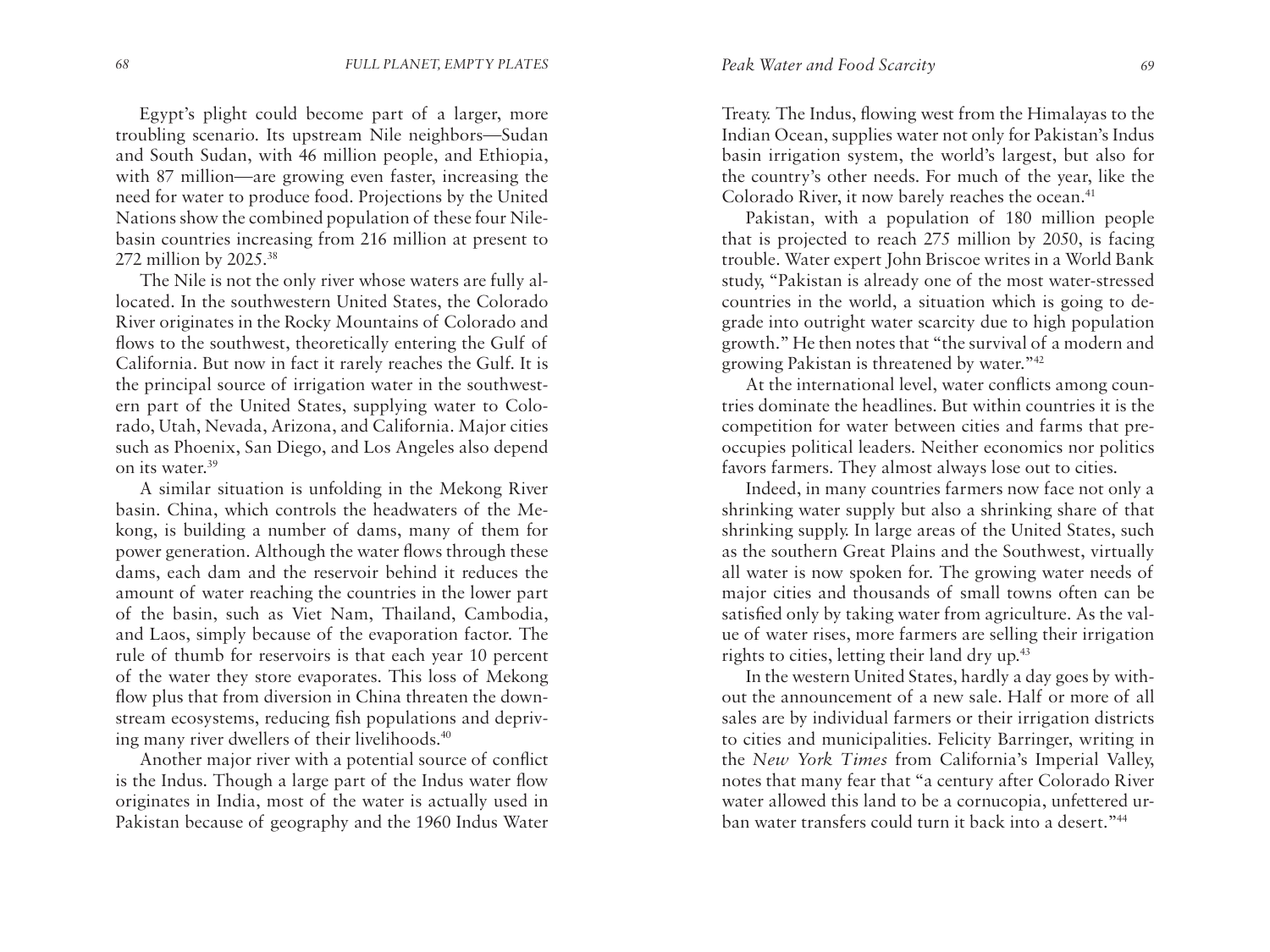Egypt's plight could become part of a larger, more troubling scenario. Its upstream Nile neighbors—Sudan and South Sudan, with 46 million people, and Ethiopia, with 87 million—are growing even faster, increasing the need for water to produce food. Projections by the United Nations show the combined population of these four Nile-basin countries increasing from 216 million at present to 272 million by 2025.[38]

The Nile is not the only river whose waters are fully allocated. In the southwestern United States, the Colorado River originates in the Rocky Mountains of Colorado and flows to the southwest, theoretically entering the Gulf of California. But now in fact it rarely reaches the Gulf. It is the principal source of irrigation water in the southwestern part of the United States, supplying water to Colorado, Utah, Nevada, Arizona, and California. Major cities such as Phoenix, San Diego, and Los Angeles also depend on its water.[39]

A similar situation is unfolding in the Mekong River basin. China, which controls the headwaters of the Mekong, is building a number of dams, many of them for power generation. Although the water flows through these dams, each dam and the reservoir behind it reduces the amount of water reaching the countries in the lower part of the basin, such as Viet Nam, Thailand, Cambodia, and Laos, simply because of the evaporation factor. The rule of thumb for reservoirs is that each year 10 percent of the water they store evaporates. This loss of Mekong flow plus that from diversion in China threaten the downstream ecosystems, reducing fish populations and depriving many river dwellers of their livelihoods.[40]

Another major river with a potential source of conflict is the Indus. Though a large part of the Indus water flow originates in India, most of the water is actually used in Pakistan because of geography and the 1960 Indus Water Treaty. The Indus, flowing west from the Himalayas to the Indian Ocean, supplies water not only for Pakistan's Indus basin irrigation system, the world's largest, but also for the country's other needs. For much of the year, like the Colorado River, it now barely reaches the ocean.[41]

Pakistan, with a population of 180 million people that is projected to reach 275 million by 2050, is facing trouble. Water expert John Briscoe writes in a World Bank study, "Pakistan is already one of the most water-stressed countries in the world, a situation which is going to degrade into outright water scarcity due to high population growth." He then notes that "the survival of a modern and growing Pakistan is threatened by water."[42]

At the international level, water conflicts among countries dominate the headlines. But within countries it is the competition for water between cities and farms that preoccupies political leaders. Neither economics nor politics favors farmers. They almost always lose out to cities.

Indeed, in many countries farmers now face not only a shrinking water supply but also a shrinking share of that shrinking supply. In large areas of the United States, such as the southern Great Plains and the Southwest, virtually all water is now spoken for. The growing water needs of major cities and thousands of small towns often can be satisfied only by taking water from agriculture. As the value of water rises, more farmers are selling their irrigation rights to cities, letting their land dry up.[43]

In the western United States, hardly a day goes by without the announcement of a new sale. Half or more of all sales are by individual farmers or their irrigation districts to cities and municipalities. Felicity Barringer, writing in the *New York Times* from California's Imperial Valley, notes that many fear that "a century after Colorado River water allowed this land to be a cornucopia, unfettered urban water transfers could turn it back into a desert."[44]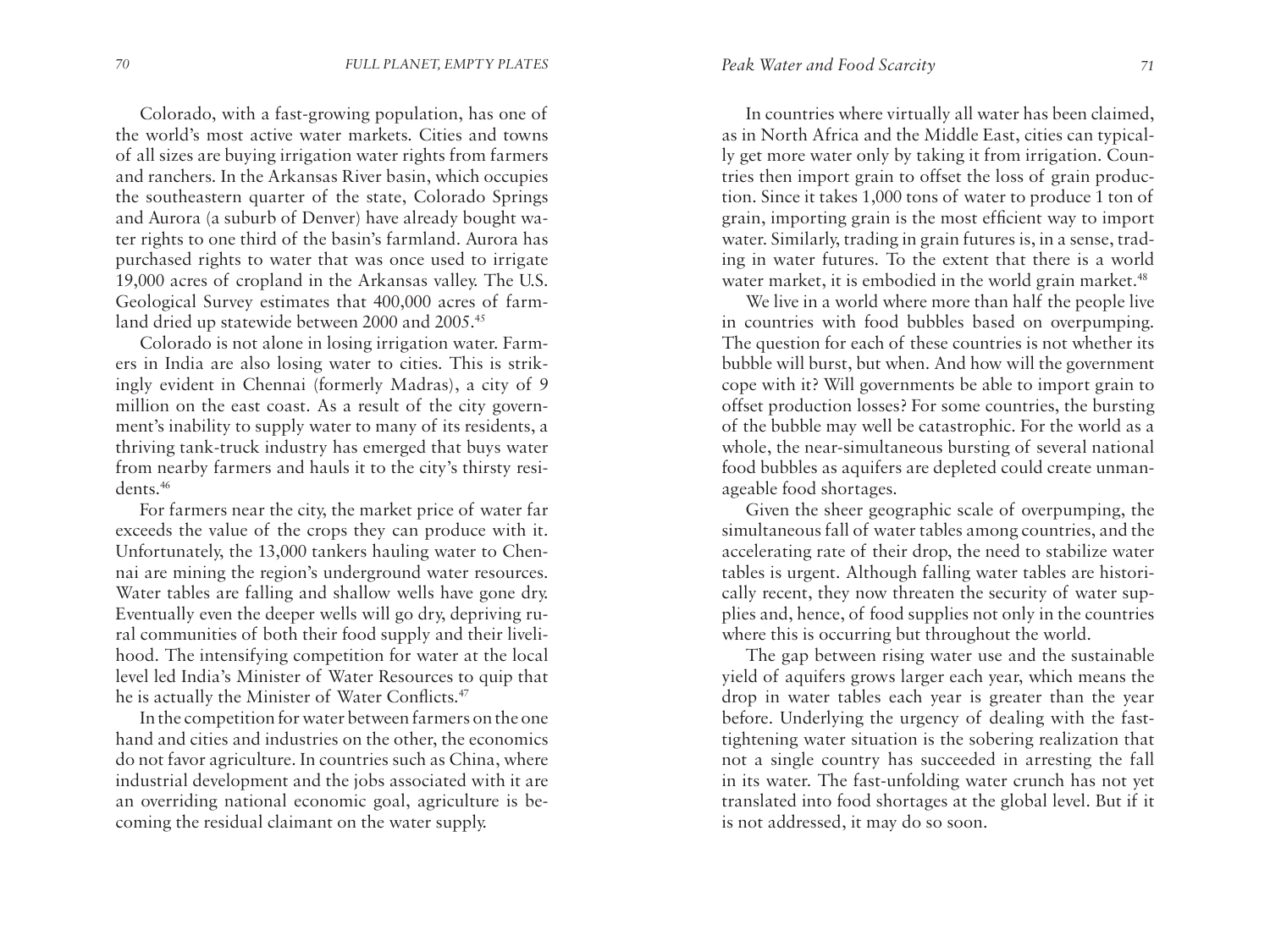Colorado, with a fast-growing population, has one of the world's most active water markets. Cities and towns of all sizes are buying irrigation water rights from farmers and ranchers. In the Arkansas River basin, which occupies the southeastern quarter of the state, Colorado Springs and Aurora (a suburb of Denver) have already bought water rights to one third of the basin's farmland. Aurora has purchased rights to water that was once used to irrigate 19,000 acres of cropland in the Arkansas valley. The U.S. Geological Survey estimates that 400,000 acres of farmland dried up statewide between 2000 and 2005.[45]

Colorado is not alone in losing irrigation water. Farmers in India are also losing water to cities. This is strikingly evident in Chennai (formerly Madras), a city of 9 million on the east coast. As a result of the city government's inability to supply water to many of its residents, a thriving tank-truck industry has emerged that buys water from nearby farmers and hauls it to the city's thirsty residents.[46]

For farmers near the city, the market price of water far exceeds the value of the crops they can produce with it. Unfortunately, the 13,000 tankers hauling water to Chennai are mining the region's underground water resources. Water tables are falling and shallow wells have gone dry. Eventually even the deeper wells will go dry, depriving rural communities of both their food supply and their livelihood. The intensifying competition for water at the local level led India's Minister of Water Resources to quip that he is actually the Minister of Water Conflicts.[47]

In the competition for water between farmers on the one hand and cities and industries on the other, the economics do not favor agriculture. In countries such as China, where industrial development and the jobs associated with it are an overriding national economic goal, agriculture is becoming the residual claimant on the water supply.

In countries where virtually all water has been claimed, as in North Africa and the Middle East, cities can typically get more water only by taking it from irrigation. Countries then import grain to offset the loss of grain production. Since it takes 1,000 tons of water to produce 1 ton of grain, importing grain is the most efficient way to import water. Similarly, trading in grain futures is, in a sense, trading in water futures. To the extent that there is a world water market, it is embodied in the world grain market.[48]

We live in a world where more than half the people live in countries with food bubbles based on overpumping. The question for each of these countries is not whether its bubble will burst, but when. And how will the government cope with it? Will governments be able to import grain to offset production losses? For some countries, the bursting of the bubble may well be catastrophic. For the world as a whole, the near-simultaneous bursting of several national food bubbles as aquifers are depleted could create unmanageable food shortages.

Given the sheer geographic scale of overpumping, the simultaneous fall of water tables among countries, and the accelerating rate of their drop, the need to stabilize water tables is urgent. Although falling water tables are historically recent, they now threaten the security of water supplies and, hence, of food supplies not only in the countries where this is occurring but throughout the world.

The gap between rising water use and the sustainable yield of aquifers grows larger each year, which means the drop in water tables each year is greater than the year before. Underlying the urgency of dealing with the fast-tightening water situation is the sobering realization that not a single country has succeeded in arresting the fall in its water. The fast-unfolding water crunch has not yet translated into food shortages at the global level. But if it is not addressed, it may do so soon.